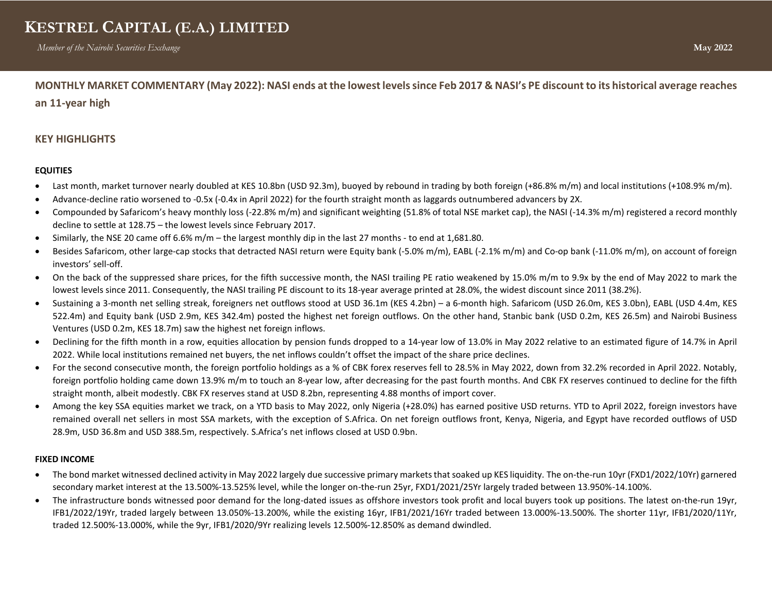# KESTREL CAPITAL (E.A.) LIMITED

*Member of the Nairobi Securities Exchange*

**May 2022**

## MONTHLY MARKET COMMENTARY (May 2022): NASI ends at the lowest levels since Feb 2017 & NASI's PE discount to its historical average reaches an 11-year high

### KEY HIGHLIGHTS

**EQUITIES**

- Last month, market turnover nearly doubled at KES 10.8bn (USD 92.3m), buoyed by rebound in trading by both foreign (+86.8% m/m) and local institutions (+108.9% m/m).
- Advance-decline ratio worsened to -0.5x (-0.4x in April 2022) for the fourth straight month as laggards outnumbered advancers by 2X.
- Compounded by Safaricom's heavy monthly loss (-22.8% m/m) and significant weighting (51.8% of total NSE market cap), the NASI (-14.3% m/m) registered a record monthly decline to settle at 128.75 – the lowest levels since February 2017.
- Similarly, the NSE 20 came off 6.6% m/m – the largest monthly dip in the last 27 months - to end at 1,681.80.
- Besides Safaricom, other large-cap stocks that detracted NASI return were Equity bank (-5.0% m/m), EABL (-2.1% m/m) and Co-op bank (-11.0% m/m), on account of foreign investors' sell-off.
- On the back of the suppressed share prices, for the fifth successive month, the NASI trailing PE ratio weakened by 15.0% m/m to 9.9x by the end of May 2022 to mark the lowest levels since 2011. Consequently, the NASI trailing PE discount to its 18-year average printed at 28.0%, the widest discount since 2011 (38.2%).
- Sustaining a 3-month net selling streak, foreigners net outflows stood at USD 36.1m (KES 4.2bn) – a 6-month high. Safaricom (USD 26.0m, KES 3.0bn), EABL (USD 4.4m, KES 522.4m) and Equity bank (USD 2.9m, KES 342.4m) posted the highest net foreign outflows. On the other hand, Stanbic bank (USD 0.2m, KES 26.5m) and Nairobi Business Ventures (USD 0.2m, KES 18.7m) saw the highest net foreign inflows.
- Declining for the fifth month in a row, equities allocation by pension funds dropped to a 14-year low of 13.0% in May 2022 relative to an estimated figure of 14.7% in April 2022. While local institutions remained net buyers, the net inflows couldn't offset the impact of the share price declines.
- For the second consecutive month, the foreign portfolio holdings as a % of CBK forex reserves fell to 28.5% in May 2022, down from 32.2% recorded in April 2022. Notably, foreign portfolio holding came down 13.9% m/m to touch an 8-year low, after decreasing for the past fourth months. And CBK FX reserves continued to decline for the fifth straight month, albeit modestly. CBK FX reserves stand at USD 8.2bn, representing 4.88 months of import cover.
- Among the key SSA equities market we track, on a YTD basis to May 2022, only Nigeria (+28.0%) has earned positive USD returns. YTD to April 2022, foreign investors have remained overall net sellers in most SSA markets, with the exception of S.Africa. On net foreign outflows front, Kenya, Nigeria, and Egypt have recorded outflows of USD 28.9m, USD 36.8m and USD 388.5m, respectively. S.Africa's net inflows closed at USD 0.9bn.

**FIXED INCOME**

- The bond market witnessed declined activity in May 2022 largely due successive primary markets that soaked up KES liquidity. The on-the-run 10yr (FXD1/2022/10Yr) garnered secondary market interest at the 13.500%-13.525% level, while the longer on-the-run 25yr, FXD1/2021/25Yr largely traded between 13.950%-14.100%.
- The infrastructure bonds witnessed poor demand for the long-dated issues as offshore investors took profit and local buyers took up positions. The latest on-the-run 19yr, IFB1/2022/19Yr, traded largely between 13.050%-13.200%, while the existing 16yr, IFB1/2021/16Yr traded between 13.000%-13.500%. The shorter 11yr, IFB1/2020/11Yr, traded 12.500%-13.000%, while the 9yr, IFB1/2020/9Yr realizing levels 12.500%-12.850% as demand dwindled.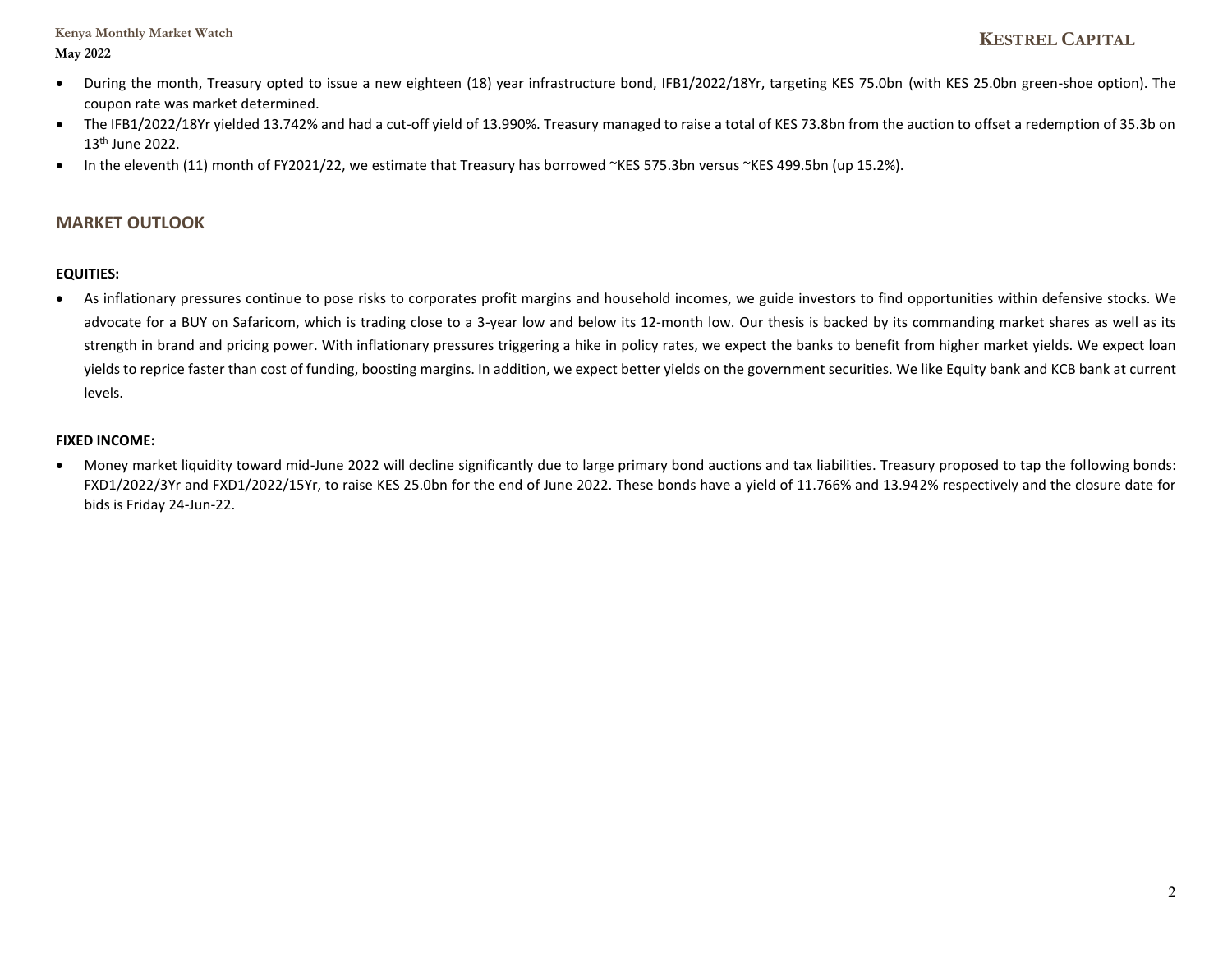- During the month, Treasury opted to issue a new eighteen (18) year infrastructure bond, IFB1/2022/18Yr, targeting KES 75.0bn (with KES 25.0bn green-shoe option). The coupon rate was market determined.
- The IFB1/2022/18Yr yielded 13.742% and had a cut-off yield of 13.990%. Treasury managed to raise a total of KES 73.8bn from the auction to offset a redemption of 35.3b on 13th June 2022.
- In the eleventh (11) month of FY2021/22, we estimate that Treasury has borrowed ~KES 575.3bn versus ~KES 499.5bn (up 15.2%).

## MARKET OUTLOOK

**EQUITIES:**

- As inflationary pressures continue to pose risks to corporates profit margins and household incomes, we guide investors to find opportunities within defensive stocks. We advocate for a BUY on Safaricom, which is trading close to a 3-year low and below its 12-month low. Our thesis is backed by its commanding market shares as well as its strength in brand and pricing power. With inflationary pressures triggering a hike in policy rates, we expect the banks to benefit from higher market yields. We expect loan yields to reprice faster than cost of funding, boosting margins. In addition, we expect better yields on the government securities. We like Equity bank and KCB bank at current levels.

**FIXED INCOME:**

- Money market liquidity toward mid-June 2022 will decline significantly due to large primary bond auctions and tax liabilities. Treasury proposed to tap the following bonds: FXD1/2022/3Yr and FXD1/2022/15Yr, to raise KES 25.0bn for the end of June 2022. These bonds have a yield of 11.766% and 13.942% respectively and the closure date for bids is Friday 24-Jun-22.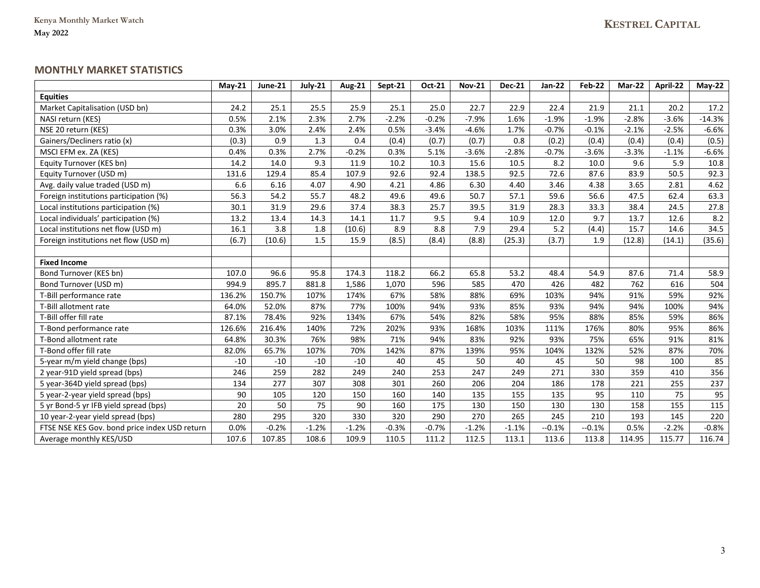## MONTHLY MARKET STATISTICS

| | May-21 | June-21 | July-21 | Aug-21 | Sept-21 | Oct-21 | Nov-21 | Dec-21 | Jan-22 | Feb-22 | Mar-22 | April-22 | May-22 |
|---|---|---|---|---|---|---|---|---|---|---|---|---|---|
| **Equities** | | | | | | | | | | | | | |
| Market Capitalisation (USD bn) | 24.2 | 25.1 | 25.5 | 25.9 | 25.1 | 25.0 | 22.7 | 22.9 | 22.4 | 21.9 | 21.1 | 20.2 | 17.2 |
| NASI return (KES) | 0.5% | 2.1% | 2.3% | 2.7% | -2.2% | -0.2% | -7.9% | 1.6% | -1.9% | -1.9% | -2.8% | -3.6% | -14.3% |
| NSE 20 return (KES) | 0.3% | 3.0% | 2.4% | 2.4% | 0.5% | -3.4% | -4.6% | 1.7% | -0.7% | -0.1% | -2.1% | -2.5% | -6.6% |
| Gainers/Decliners ratio (x) | (0.3) | 0.9 | 1.3 | 0.4 | (0.4) | (0.7) | (0.7) | 0.8 | (0.2) | (0.4) | (0.4) | (0.4) | (0.5) |
| MSCI EFM ex. ZA (KES) | 0.4% | 0.3% | 2.7% | -0.2% | 0.3% | 5.1% | -3.6% | -2.8% | -0.7% | -3.6% | -3.3% | -1.1% | -6.6% |
| Equity Turnover (KES bn) | 14.2 | 14.0 | 9.3 | 11.9 | 10.2 | 10.3 | 15.6 | 10.5 | 8.2 | 10.0 | 9.6 | 5.9 | 10.8 |
| Equity Turnover (USD m) | 131.6 | 129.4 | 85.4 | 107.9 | 92.6 | 92.4 | 138.5 | 92.5 | 72.6 | 87.6 | 83.9 | 50.5 | 92.3 |
| Avg. daily value traded (USD m) | 6.6 | 6.16 | 4.07 | 4.90 | 4.21 | 4.86 | 6.30 | 4.40 | 3.46 | 4.38 | 3.65 | 2.81 | 4.62 |
| Foreign institutions participation (%) | 56.3 | 54.2 | 55.7 | 48.2 | 49.6 | 49.6 | 50.7 | 57.1 | 59.6 | 56.6 | 47.5 | 62.4 | 63.3 |
| Local institutions participation (%) | 30.1 | 31.9 | 29.6 | 37.4 | 38.3 | 25.7 | 39.5 | 31.9 | 28.3 | 33.3 | 38.4 | 24.5 | 27.8 |
| Local individuals' participation (%) | 13.2 | 13.4 | 14.3 | 14.1 | 11.7 | 9.5 | 9.4 | 10.9 | 12.0 | 9.7 | 13.7 | 12.6 | 8.2 |
| Local institutions net flow (USD m) | 16.1 | 3.8 | 1.8 | (10.6) | 8.9 | 8.8 | 7.9 | 29.4 | 5.2 | (4.4) | 15.7 | 14.6 | 34.5 |
| Foreign institutions net flow (USD m) | (6.7) | (10.6) | 1.5 | 15.9 | (8.5) | (8.4) | (8.8) | (25.3) | (3.7) | 1.9 | (12.8) | (14.1) | (35.6) |
| | | | | | | | | | | | | | |
| **Fixed Income** | | | | | | | | | | | | | |
| Bond Turnover (KES bn) | 107.0 | 96.6 | 95.8 | 174.3 | 118.2 | 66.2 | 65.8 | 53.2 | 48.4 | 54.9 | 87.6 | 71.4 | 58.9 |
| Bond Turnover (USD m) | 994.9 | 895.7 | 881.8 | 1,586 | 1,070 | 596 | 585 | 470 | 426 | 482 | 762 | 616 | 504 |
| T-Bill performance rate | 136.2% | 150.7% | 107% | 174% | 67% | 58% | 88% | 69% | 103% | 94% | 91% | 59% | 92% |
| T-Bill allotment rate | 64.0% | 52.0% | 87% | 77% | 100% | 94% | 93% | 85% | 93% | 94% | 94% | 100% | 94% |
| T-Bill offer fill rate | 87.1% | 78.4% | 92% | 134% | 67% | 54% | 82% | 58% | 95% | 88% | 85% | 59% | 86% |
| T-Bond performance rate | 126.6% | 216.4% | 140% | 72% | 202% | 93% | 168% | 103% | 111% | 176% | 80% | 95% | 86% |
| T-Bond allotment rate | 64.8% | 30.3% | 76% | 98% | 71% | 94% | 83% | 92% | 93% | 75% | 65% | 91% | 81% |
| T-Bond offer fill rate | 82.0% | 65.7% | 107% | 70% | 142% | 87% | 139% | 95% | 104% | 132% | 52% | 87% | 70% |
| 5-year m/m yield change (bps) | -10 | -10 | -10 | -10 | 40 | 45 | 50 | 40 | 45 | 50 | 98 | 100 | 85 |
| 2 year-91D yield spread (bps) | 246 | 259 | 282 | 249 | 240 | 253 | 247 | 249 | 271 | 330 | 359 | 410 | 356 |
| 5 year-364D yield spread (bps) | 134 | 277 | 307 | 308 | 301 | 260 | 206 | 204 | 186 | 178 | 221 | 255 | 237 |
| 5 year-2-year yield spread (bps) | 90 | 105 | 120 | 150 | 160 | 140 | 135 | 155 | 135 | 95 | 110 | 75 | 95 |
| 5 yr Bond-5 yr IFB yield spread (bps) | 20 | 50 | 75 | 90 | 160 | 175 | 130 | 150 | 130 | 130 | 158 | 155 | 115 |
| 10 year-2-year yield spread (bps) | 280 | 295 | 320 | 330 | 320 | 290 | 270 | 265 | 245 | 210 | 193 | 145 | 220 |
| FTSE NSE KES Gov. bond price index USD return | 0.0% | -0.2% | -1.2% | -1.2% | -0.3% | -0.7% | -1.2% | -1.1% | --0.1% | --0.1% | 0.5% | -2.2% | -0.8% |
| Average monthly KES/USD | 107.6 | 107.85 | 108.6 | 109.9 | 110.5 | 111.2 | 112.5 | 113.1 | 113.6 | 113.8 | 114.95 | 115.77 | 116.74 |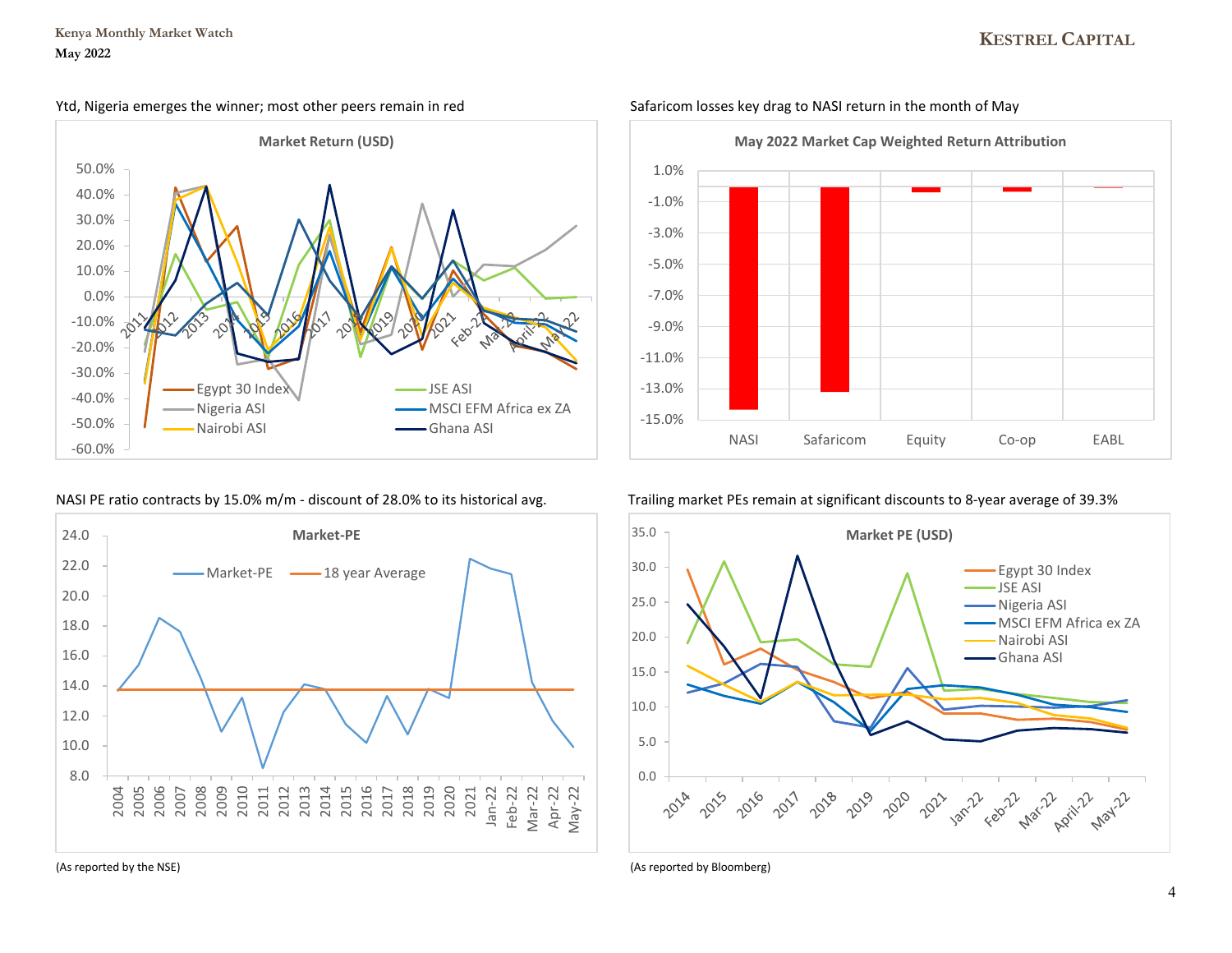Ytd, Nigeria emerges the winner; most other peers remain in red

**Market Return (USD)**

Safaricom losses key drag to NASI return in the month of May

**May 2022 Market Cap Weighted Return Attribution**

NASI PE ratio contracts by 15.0% m/m - discount of 28.0% to its historical avg.

**Market-PE**

(As reported by the NSE)

Trailing market PEs remain at significant discounts to 8-year average of 39.3%

**Market PE (USD)**

(As reported by Bloomberg)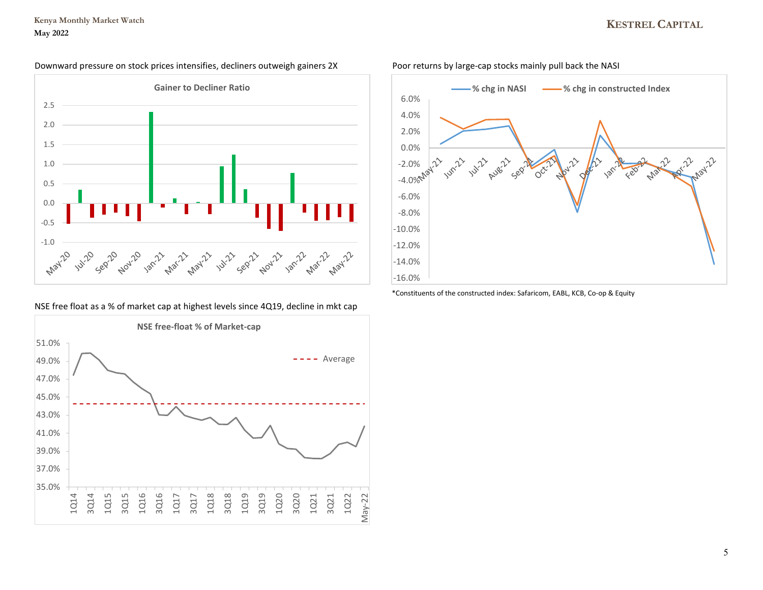Downward pressure on stock prices intensifies, decliners outweigh gainers 2X

Poor returns by large-cap stocks mainly pull back the NASI

*Constituents of the constructed index: Safaricom, EABL, KCB, Co-op & Equity

NSE free float as a % of market cap at highest levels since 4Q19, decline in mkt cap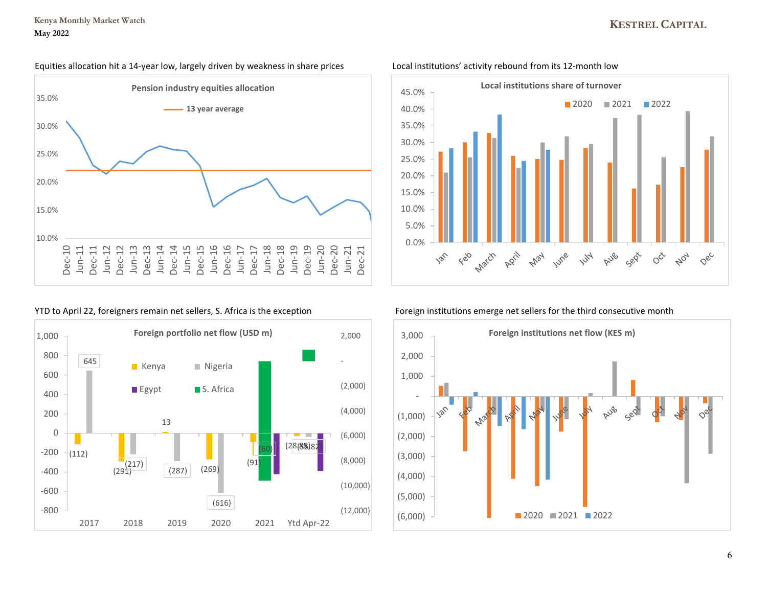Equities allocation hit a 14-year low, largely driven by weakness in share prices

**Pension industry equities allocation**

Local institutions' activity rebound from its 12-month low

**Local institutions share of turnover**

YTD to April 22, foreigners remain net sellers, S. Africa is the exception

**Foreign portfolio net flow (USD m)**

Foreign institutions emerge net sellers for the third consecutive month

**Foreign institutions net flow (KES m)**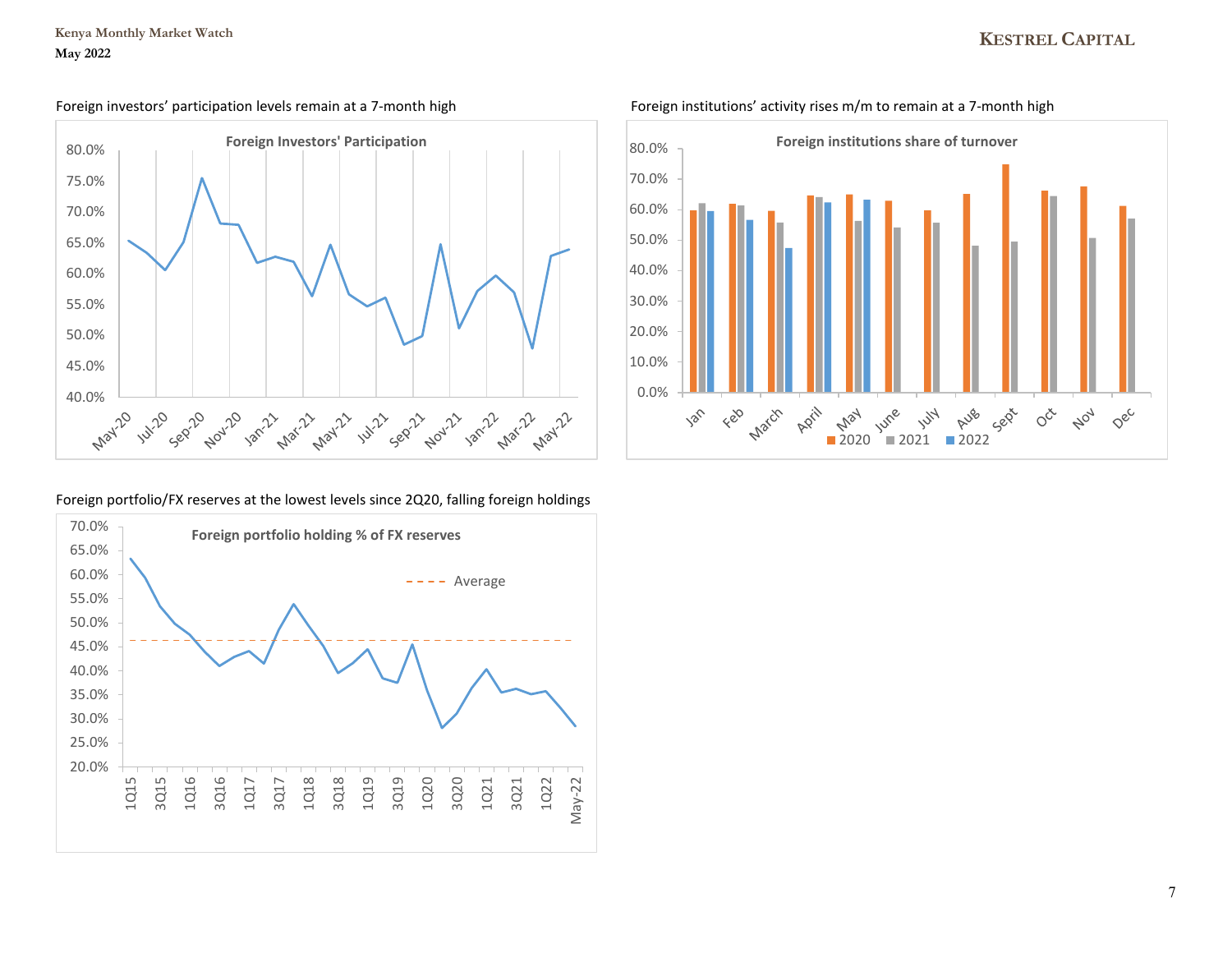Foreign investors' participation levels remain at a 7-month high

Foreign institutions' activity rises m/m to remain at a 7-month high

Foreign portfolio/FX reserves at the lowest levels since 2Q20, falling foreign holdings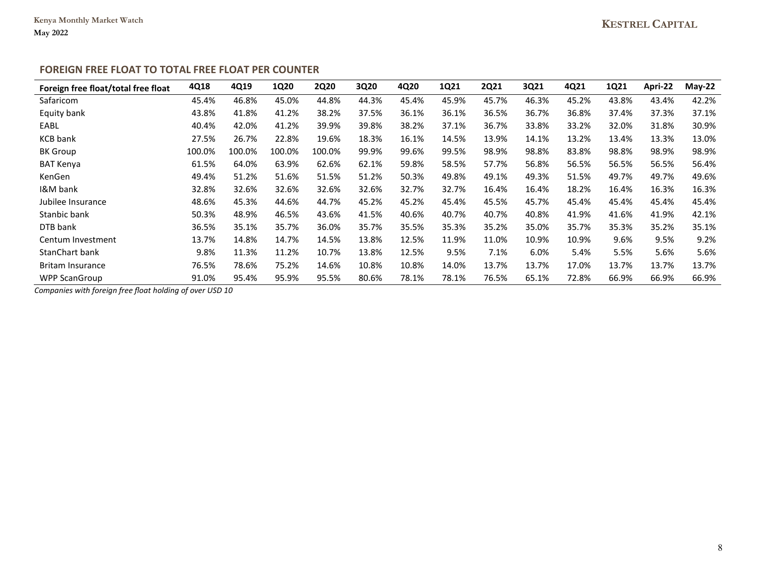## FOREIGN FREE FLOAT TO TOTAL FREE FLOAT PER COUNTER

| Foreign free float/total free float | 4Q18 | 4Q19 | 1Q20 | 2Q20 | 3Q20 | 4Q20 | 1Q21 | 2Q21 | 3Q21 | 4Q21 | 1Q21 | Apri-22 | May-22 |
|---|---|---|---|---|---|---|---|---|---|---|---|---|---|
| Safaricom | 45.4% | 46.8% | 45.0% | 44.8% | 44.3% | 45.4% | 45.9% | 45.7% | 46.3% | 45.2% | 43.8% | 43.4% | 42.2% |
| Equity bank | 43.8% | 41.8% | 41.2% | 38.2% | 37.5% | 36.1% | 36.1% | 36.5% | 36.7% | 36.8% | 37.4% | 37.3% | 37.1% |
| EABL | 40.4% | 42.0% | 41.2% | 39.9% | 39.8% | 38.2% | 37.1% | 36.7% | 33.8% | 33.2% | 32.0% | 31.8% | 30.9% |
| KCB bank | 27.5% | 26.7% | 22.8% | 19.6% | 18.3% | 16.1% | 14.5% | 13.9% | 14.1% | 13.2% | 13.4% | 13.3% | 13.0% |
| BK Group | 100.0% | 100.0% | 100.0% | 100.0% | 99.9% | 99.6% | 99.5% | 98.9% | 98.8% | 83.8% | 98.8% | 98.9% | 98.9% |
| BAT Kenya | 61.5% | 64.0% | 63.9% | 62.6% | 62.1% | 59.8% | 58.5% | 57.7% | 56.8% | 56.5% | 56.5% | 56.5% | 56.4% |
| KenGen | 49.4% | 51.2% | 51.6% | 51.5% | 51.2% | 50.3% | 49.8% | 49.1% | 49.3% | 51.5% | 49.7% | 49.7% | 49.6% |
| I&M bank | 32.8% | 32.6% | 32.6% | 32.6% | 32.6% | 32.7% | 32.7% | 16.4% | 16.4% | 18.2% | 16.4% | 16.3% | 16.3% |
| Jubilee Insurance | 48.6% | 45.3% | 44.6% | 44.7% | 45.2% | 45.2% | 45.4% | 45.5% | 45.7% | 45.4% | 45.4% | 45.4% | 45.4% |
| Stanbic bank | 50.3% | 48.9% | 46.5% | 43.6% | 41.5% | 40.6% | 40.7% | 40.7% | 40.8% | 41.9% | 41.6% | 41.9% | 42.1% |
| DTB bank | 36.5% | 35.1% | 35.7% | 36.0% | 35.7% | 35.5% | 35.3% | 35.2% | 35.0% | 35.7% | 35.3% | 35.2% | 35.1% |
| Centum Investment | 13.7% | 14.8% | 14.7% | 14.5% | 13.8% | 12.5% | 11.9% | 11.0% | 10.9% | 10.9% | 9.6% | 9.5% | 9.2% |
| StanChart bank | 9.8% | 11.3% | 11.2% | 10.7% | 13.8% | 12.5% | 9.5% | 7.1% | 6.0% | 5.4% | 5.5% | 5.6% | 5.6% |
| Britam Insurance | 76.5% | 78.6% | 75.2% | 14.6% | 10.8% | 10.8% | 14.0% | 13.7% | 13.7% | 17.0% | 13.7% | 13.7% | 13.7% |
| WPP ScanGroup | 91.0% | 95.4% | 95.9% | 95.5% | 80.6% | 78.1% | 78.1% | 76.5% | 65.1% | 72.8% | 66.9% | 66.9% | 66.9% |

*Companies with foreign free float holding of over USD 10*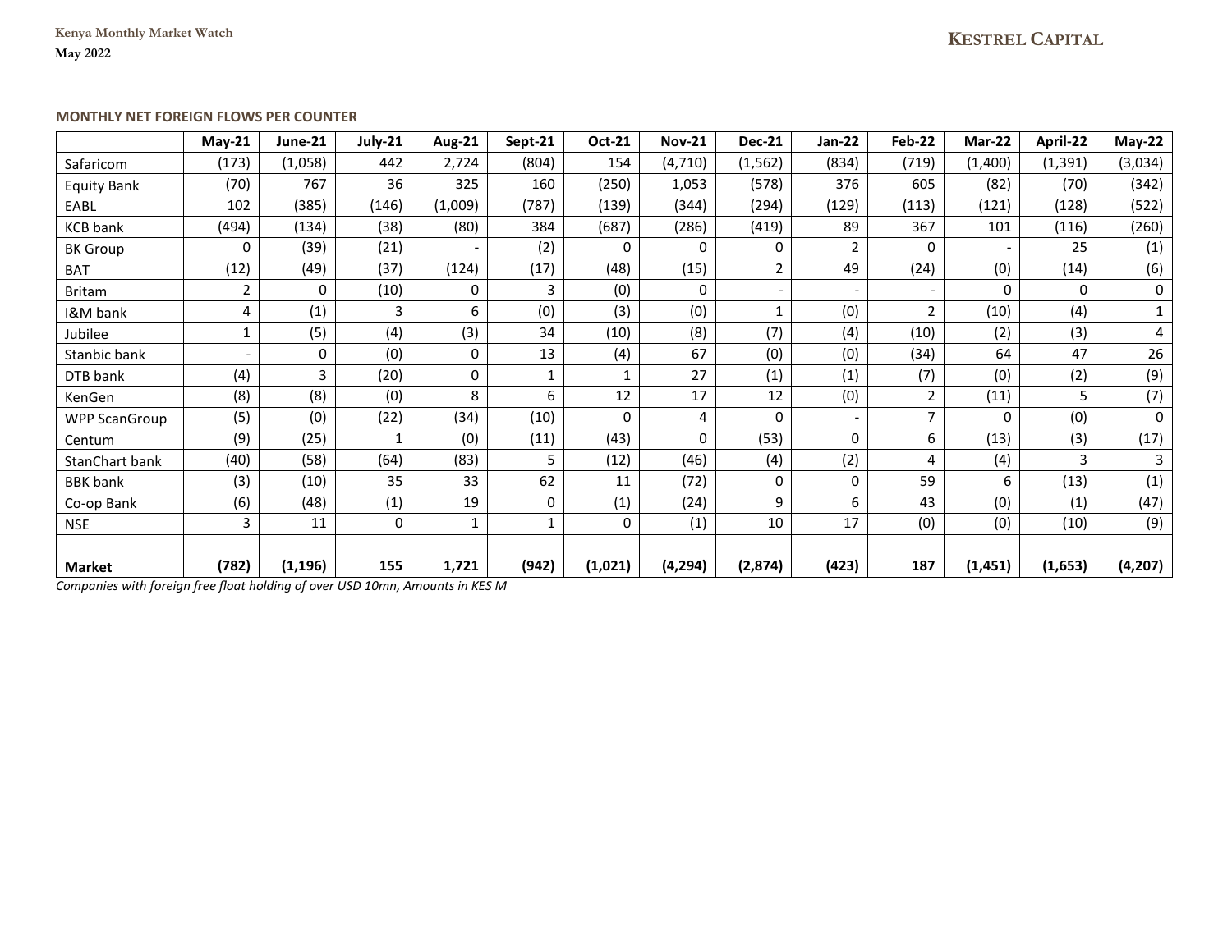### MONTHLY NET FOREIGN FLOWS PER COUNTER

| | May-21 | June-21 | July-21 | Aug-21 | Sept-21 | Oct-21 | Nov-21 | Dec-21 | Jan-22 | Feb-22 | Mar-22 | April-22 | May-22 |
|---|---|---|---|---|---|---|---|---|---|---|---|---|---|
| Safaricom | (173) | (1,058) | 442 | 2,724 | (804) | 154 | (4,710) | (1,562) | (834) | (719) | (1,400) | (1,391) | (3,034) |
| Equity Bank | (70) | 767 | 36 | 325 | 160 | (250) | 1,053 | (578) | 376 | 605 | (82) | (70) | (342) |
| EABL | 102 | (385) | (146) | (1,009) | (787) | (139) | (344) | (294) | (129) | (113) | (121) | (128) | (522) |
| KCB bank | (494) | (134) | (38) | (80) | 384 | (687) | (286) | (419) | 89 | 367 | 101 | (116) | (260) |
| BK Group | 0 | (39) | (21) | - | (2) | 0 | 0 | 0 | 2 | 0 | - | 25 | (1) |
| BAT | (12) | (49) | (37) | (124) | (17) | (48) | (15) | 2 | 49 | (24) | (0) | (14) | (6) |
| Britam | 2 | 0 | (10) | 0 | 3 | (0) | 0 | - | - | - | 0 | 0 | 0 |
| I&M bank | 4 | (1) | 3 | 6 | (0) | (3) | (0) | 1 | (0) | 2 | (10) | (4) | 1 |
| Jubilee | 1 | (5) | (4) | (3) | 34 | (10) | (8) | (7) | (4) | (10) | (2) | (3) | 4 |
| Stanbic bank | - | 0 | (0) | 0 | 13 | (4) | 67 | (0) | (0) | (34) | 64 | 47 | 26 |
| DTB bank | (4) | 3 | (20) | 0 | 1 | 1 | 27 | (1) | (1) | (7) | (0) | (2) | (9) |
| KenGen | (8) | (8) | (0) | 8 | 6 | 12 | 17 | 12 | (0) | 2 | (11) | 5 | (7) |
| WPP ScanGroup | (5) | (0) | (22) | (34) | (10) | 0 | 4 | 0 | - | 7 | 0 | (0) | 0 |
| Centum | (9) | (25) | 1 | (0) | (11) | (43) | 0 | (53) | 0 | 6 | (13) | (3) | (17) |
| StanChart bank | (40) | (58) | (64) | (83) | 5 | (12) | (46) | (4) | (2) | 4 | (4) | 3 | 3 |
| BBK bank | (3) | (10) | 35 | 33 | 62 | 11 | (72) | 0 | 0 | 59 | 6 | (13) | (1) |
| Co-op Bank | (6) | (48) | (1) | 19 | 0 | (1) | (24) | 9 | 6 | 43 | (0) | (1) | (47) |
| NSE | 3 | 11 | 0 | 1 | 1 | 0 | (1) | 10 | 17 | (0) | (0) | (10) | (9) |
| | | | | | | | | | | | | | |
| **Market** | **(782)** | **(1,196)** | **155** | **1,721** | **(942)** | **(1,021)** | **(4,294)** | **(2,874)** | **(423)** | **187** | **(1,451)** | **(1,653)** | **(4,207)** |

*Companies with foreign free float holding of over USD 10mn, Amounts in KES M*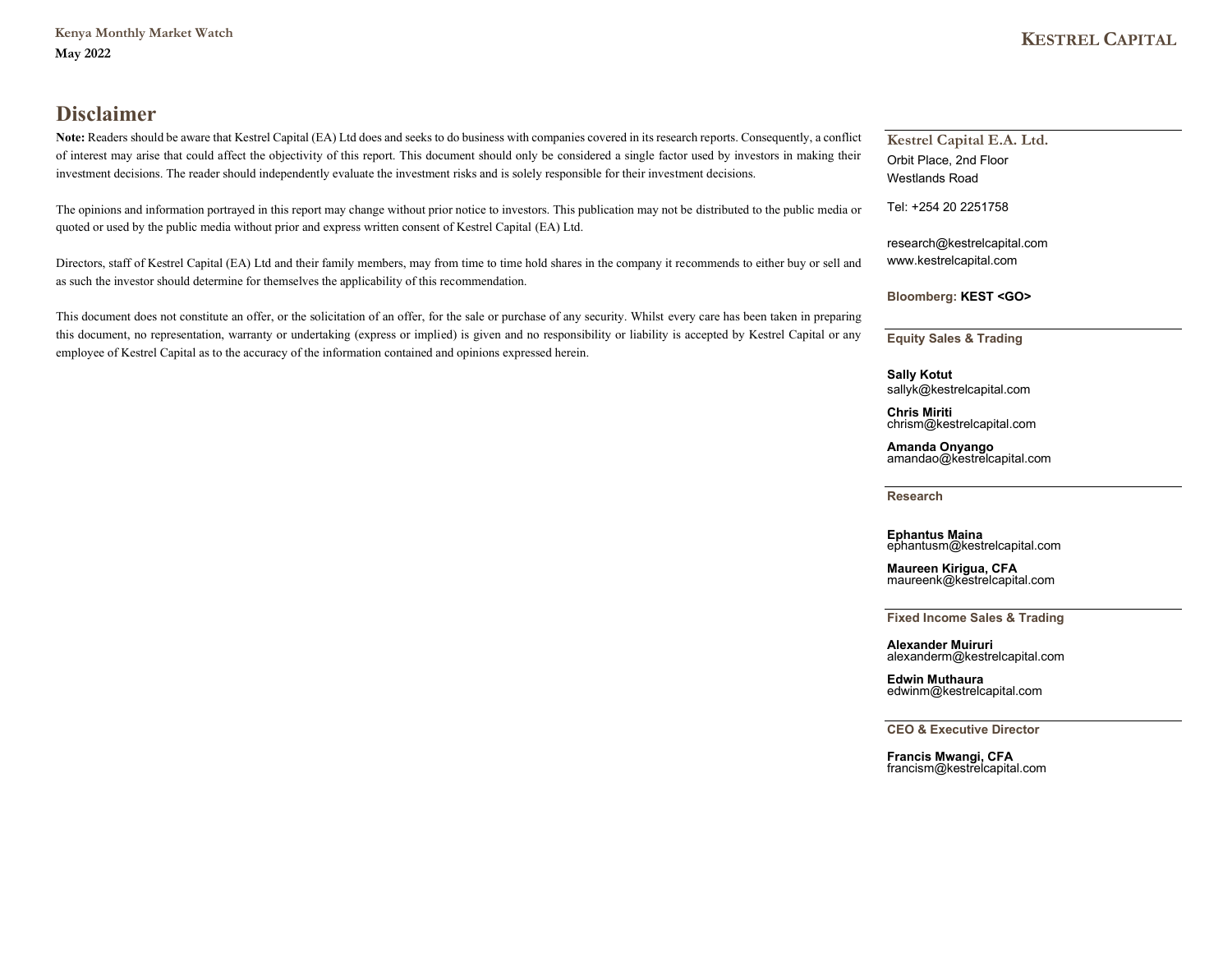# Disclaimer

**Note:** Readers should be aware that Kestrel Capital (EA) Ltd does and seeks to do business with companies covered in its research reports. Consequently, a conflict of interest may arise that could affect the objectivity of this report. This document should only be considered a single factor used by investors in making their investment decisions. The reader should independently evaluate the investment risks and is solely responsible for their investment decisions.

The opinions and information portrayed in this report may change without prior notice to investors. This publication may not be distributed to the public media or quoted or used by the public media without prior and express written consent of Kestrel Capital (EA) Ltd.

Directors, staff of Kestrel Capital (EA) Ltd and their family members, may from time to time hold shares in the company it recommends to either buy or sell and as such the investor should determine for themselves the applicability of this recommendation.

This document does not constitute an offer, or the solicitation of an offer, for the sale or purchase of any security. Whilst every care has been taken in preparing this document, no representation, warranty or undertaking (express or implied) is given and no responsibility or liability is accepted by Kestrel Capital or any employee of Kestrel Capital as to the accuracy of the information contained and opinions expressed herein.

**Kestrel Capital E.A. Ltd.**
Orbit Place, 2nd Floor
Westlands Road

Tel: +254 20 2251758

research@kestrelcapital.com
www.kestrelcapital.com

**Bloomberg: KEST <GO>**

**Equity Sales & Trading**

**Sally Kotut**
sallyk@kestrelcapital.com

**Chris Miriti**
chrism@kestrelcapital.com

**Amanda Onyango**
amandao@kestrelcapital.com

**Research**

**Ephantus Maina**
ephantusm@kestrelcapital.com

**Maureen Kirigua, CFA**
maureenk@kestrelcapital.com

**Fixed Income Sales & Trading**

**Alexander Muiruri**
alexanderm@kestrelcapital.com

**Edwin Muthaura**
edwinm@kestrelcapital.com

**CEO & Executive Director**

**Francis Mwangi, CFA**
francism@kestrelcapital.com